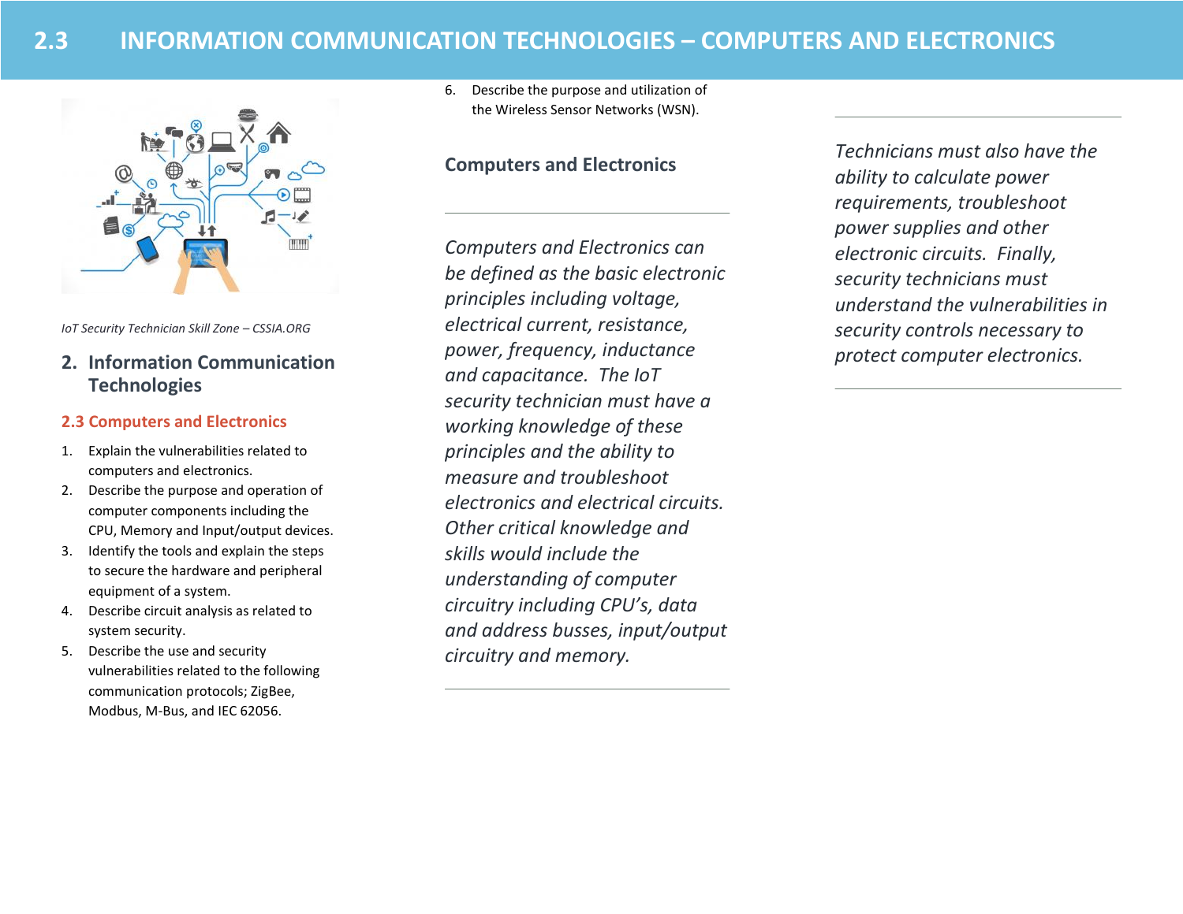# 2.3 INFORMATION COMMUNICATION TECHNOLOGIES – COMPUTERS AND ELECTRONICS

*IoT Security Technician Skill Zone – CSSIA.ORG*

## 2. Information Communication Technologies

### 2.3 Computers and Electronics

1. Explain the vulnerabilities related to computers and electronics.
2. Describe the purpose and operation of computer components including the CPU, Memory and Input/output devices.
3. Identify the tools and explain the steps to secure the hardware and peripheral equipment of a system.
4. Describe circuit analysis as related to system security.
5. Describe the use and security vulnerabilities related to the following communication protocols; ZigBee, Modbus, M-Bus, and IEC 62056.
6. Describe the purpose and utilization of the Wireless Sensor Networks (WSN).

### Computers and Electronics

*Computers and Electronics can be defined as the basic electronic principles including voltage, electrical current, resistance, power, frequency, inductance and capacitance. The IoT security technician must have a working knowledge of these principles and the ability to measure and troubleshoot electronics and electrical circuits. Other critical knowledge and skills would include the understanding of computer circuitry including CPU's, data and address busses, input/output circuitry and memory.*

*Technicians must also have the ability to calculate power requirements, troubleshoot power supplies and other electronic circuits. Finally, security technicians must understand the vulnerabilities in security controls necessary to protect computer electronics.*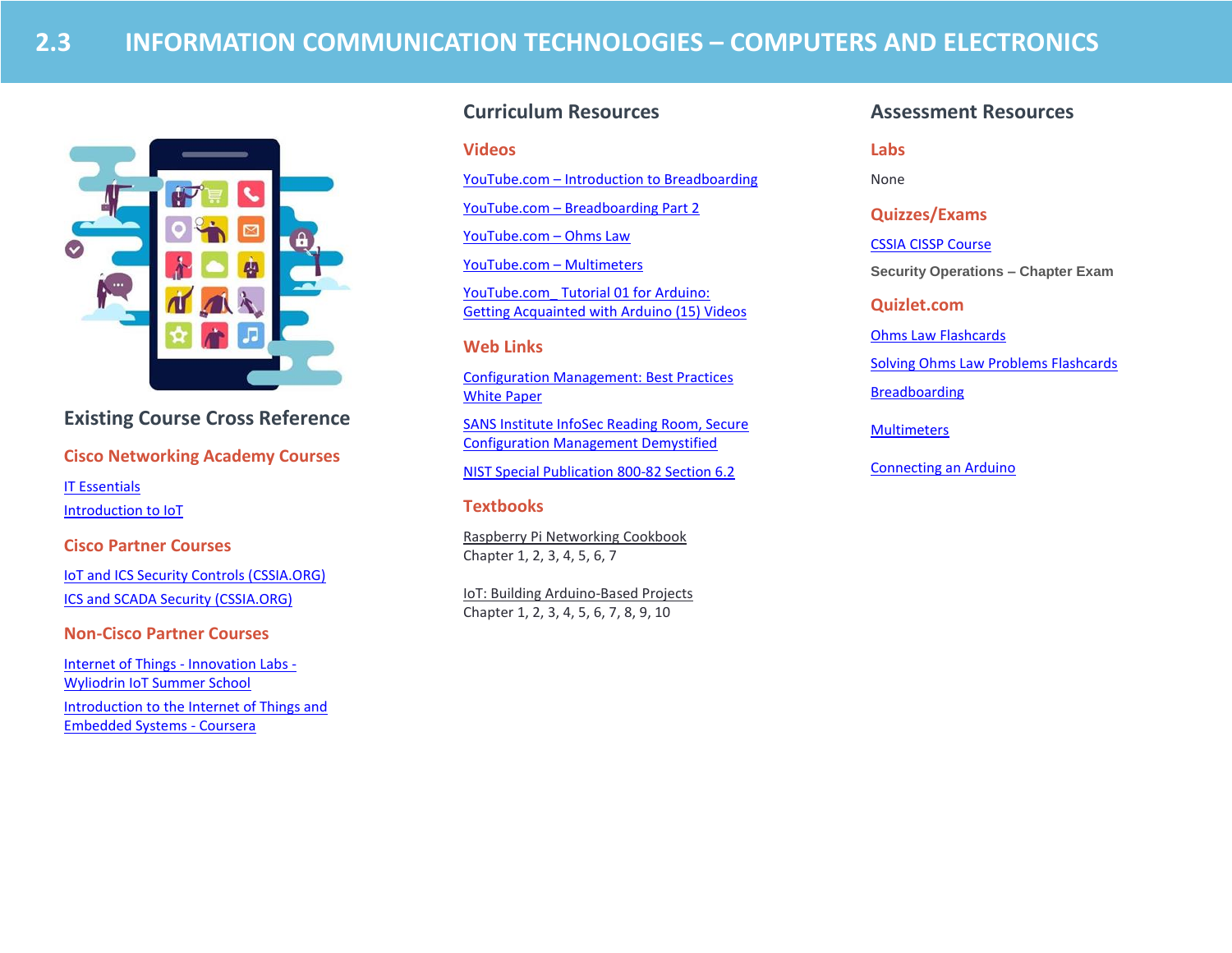# 2.3 INFORMATION COMMUNICATION TECHNOLOGIES – COMPUTERS AND ELECTRONICS

## Existing Course Cross Reference

### Cisco Networking Academy Courses

IT Essentials

Introduction to IoT

### Cisco Partner Courses

IoT and ICS Security Controls (CSSIA.ORG)

ICS and SCADA Security (CSSIA.ORG)

### Non-Cisco Partner Courses

Internet of Things - Innovation Labs - Wyliodrin IoT Summer School

Introduction to the Internet of Things and Embedded Systems - Coursera

## Curriculum Resources

### Videos

YouTube.com – Introduction to Breadboarding

YouTube.com – Breadboarding Part 2

YouTube.com – Ohms Law

YouTube.com – Multimeters

YouTube.com_ Tutorial 01 for Arduino: Getting Acquainted with Arduino (15) Videos

### Web Links

Configuration Management: Best Practices White Paper

SANS Institute InfoSec Reading Room, Secure Configuration Management Demystified

NIST Special Publication 800-82 Section 6.2

### Textbooks

Raspberry Pi Networking Cookbook
Chapter 1, 2, 3, 4, 5, 6, 7

IoT: Building Arduino-Based Projects
Chapter 1, 2, 3, 4, 5, 6, 7, 8, 9, 10

## Assessment Resources

### Labs

None

### Quizzes/Exams

CSSIA CISSP Course

Security Operations – Chapter Exam

### Quizlet.com

Ohms Law Flashcards

Solving Ohms Law Problems Flashcards

Breadboarding

Multimeters

Connecting an Arduino